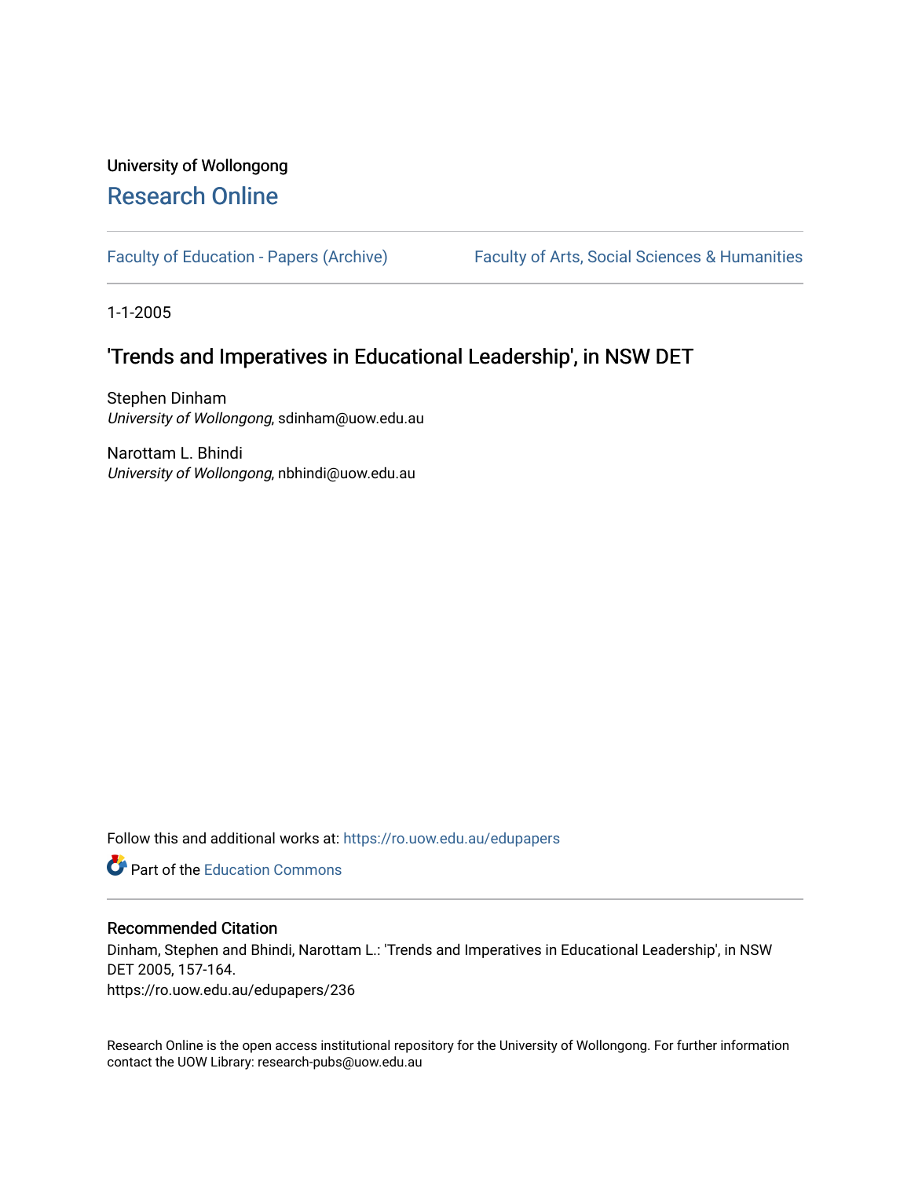University of Wollongong

# Research Online

Faculty of Education - Papers (Archive) | Faculty of Arts, Social Sciences & Humanities

1-1-2005

## 'Trends and Imperatives in Educational Leadership', in NSW DET

Stephen Dinham
*University of Wollongong*, sdinham@uow.edu.au

Narottam L. Bhindi
*University of Wollongong*, nbhindi@uow.edu.au

Follow this and additional works at: https://ro.uow.edu.au/edupapers

Part of the Education Commons

### Recommended Citation

Dinham, Stephen and Bhindi, Narottam L.: 'Trends and Imperatives in Educational Leadership', in NSW DET 2005, 157-164.
https://ro.uow.edu.au/edupapers/236

Research Online is the open access institutional repository for the University of Wollongong. For further information contact the UOW Library: research-pubs@uow.edu.au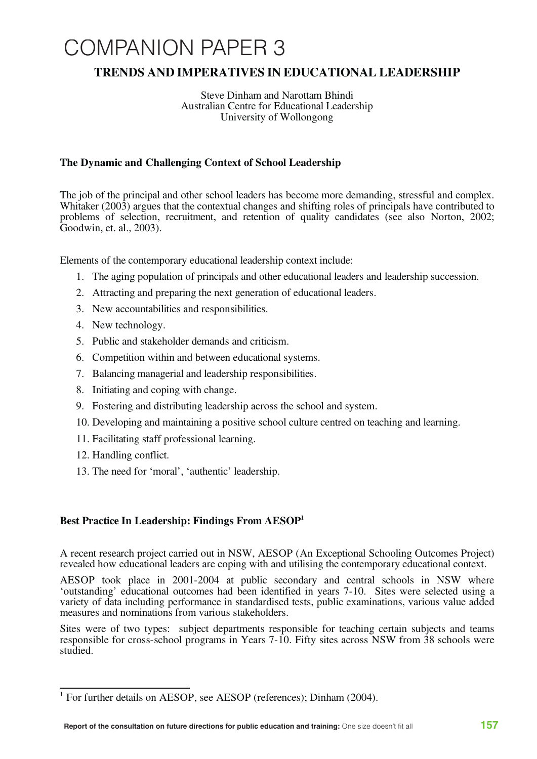# COMPANION PAPER 3

## TRENDS AND IMPERATIVES IN EDUCATIONAL LEADERSHIP

Steve Dinham and Narottam Bhindi
Australian Centre for Educational Leadership
University of Wollongong

### The Dynamic and Challenging Context of School Leadership

The job of the principal and other school leaders has become more demanding, stressful and complex. Whitaker (2003) argues that the contextual changes and shifting roles of principals have contributed to problems of selection, recruitment, and retention of quality candidates (see also Norton, 2002; Goodwin, et. al., 2003).

Elements of the contemporary educational leadership context include:

1. The aging population of principals and other educational leaders and leadership succession.
2. Attracting and preparing the next generation of educational leaders.
3. New accountabilities and responsibilities.
4. New technology.
5. Public and stakeholder demands and criticism.
6. Competition within and between educational systems.
7. Balancing managerial and leadership responsibilities.
8. Initiating and coping with change.
9. Fostering and distributing leadership across the school and system.
10. Developing and maintaining a positive school culture centred on teaching and learning.
11. Facilitating staff professional learning.
12. Handling conflict.
13. The need for 'moral', 'authentic' leadership.

### Best Practice In Leadership: Findings From AESOP[1]

A recent research project carried out in NSW, AESOP (An Exceptional Schooling Outcomes Project) revealed how educational leaders are coping with and utilising the contemporary educational context.

AESOP took place in 2001-2004 at public secondary and central schools in NSW where 'outstanding' educational outcomes had been identified in years 7-10. Sites were selected using a variety of data including performance in standardised tests, public examinations, various value added measures and nominations from various stakeholders.

Sites were of two types: subject departments responsible for teaching certain subjects and teams responsible for cross-school programs in Years 7-10. Fifty sites across NSW from 38 schools were studied.

[1] For further details on AESOP, see AESOP (references); Dinham (2004).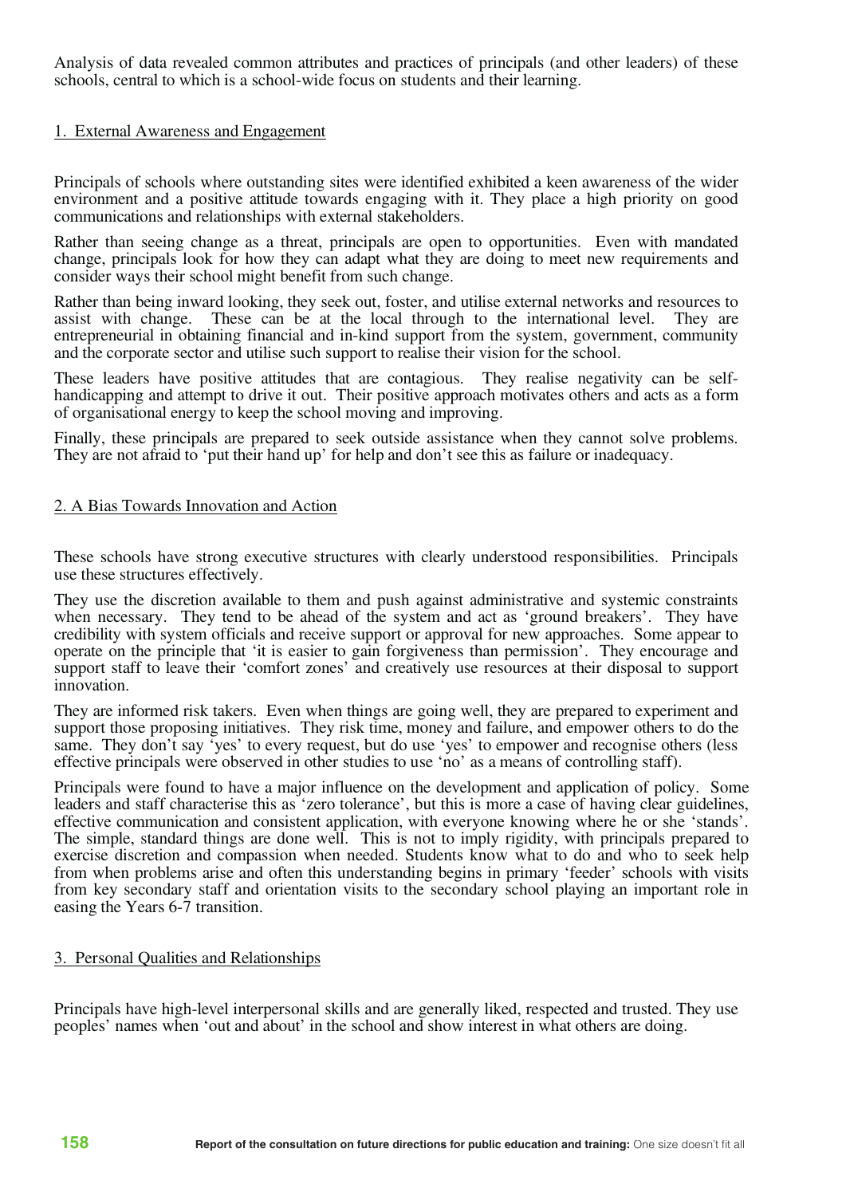Analysis of data revealed common attributes and practices of principals (and other leaders) of these schools, central to which is a school-wide focus on students and their learning.

### 1. External Awareness and Engagement

Principals of schools where outstanding sites were identified exhibited a keen awareness of the wider environment and a positive attitude towards engaging with it. They place a high priority on good communications and relationships with external stakeholders.

Rather than seeing change as a threat, principals are open to opportunities. Even with mandated change, principals look for how they can adapt what they are doing to meet new requirements and consider ways their school might benefit from such change.

Rather than being inward looking, they seek out, foster, and utilise external networks and resources to assist with change. These can be at the local through to the international level. They are entrepreneurial in obtaining financial and in-kind support from the system, government, community and the corporate sector and utilise such support to realise their vision for the school.

These leaders have positive attitudes that are contagious. They realise negativity can be self-handicapping and attempt to drive it out. Their positive approach motivates others and acts as a form of organisational energy to keep the school moving and improving.

Finally, these principals are prepared to seek outside assistance when they cannot solve problems. They are not afraid to 'put their hand up' for help and don't see this as failure or inadequacy.

### 2. A Bias Towards Innovation and Action

These schools have strong executive structures with clearly understood responsibilities. Principals use these structures effectively.

They use the discretion available to them and push against administrative and systemic constraints when necessary. They tend to be ahead of the system and act as 'ground breakers'. They have credibility with system officials and receive support or approval for new approaches. Some appear to operate on the principle that 'it is easier to gain forgiveness than permission'. They encourage and support staff to leave their 'comfort zones' and creatively use resources at their disposal to support innovation.

They are informed risk takers. Even when things are going well, they are prepared to experiment and support those proposing initiatives. They risk time, money and failure, and empower others to do the same. They don't say 'yes' to every request, but do use 'yes' to empower and recognise others (less effective principals were observed in other studies to use 'no' as a means of controlling staff).

Principals were found to have a major influence on the development and application of policy. Some leaders and staff characterise this as 'zero tolerance', but this is more a case of having clear guidelines, effective communication and consistent application, with everyone knowing where he or she 'stands'. The simple, standard things are done well. This is not to imply rigidity, with principals prepared to exercise discretion and compassion when needed. Students know what to do and who to seek help from when problems arise and often this understanding begins in primary 'feeder' schools with visits from key secondary staff and orientation visits to the secondary school playing an important role in easing the Years 6-7 transition.

### 3. Personal Qualities and Relationships

Principals have high-level interpersonal skills and are generally liked, respected and trusted. They use peoples' names when 'out and about' in the school and show interest in what others are doing.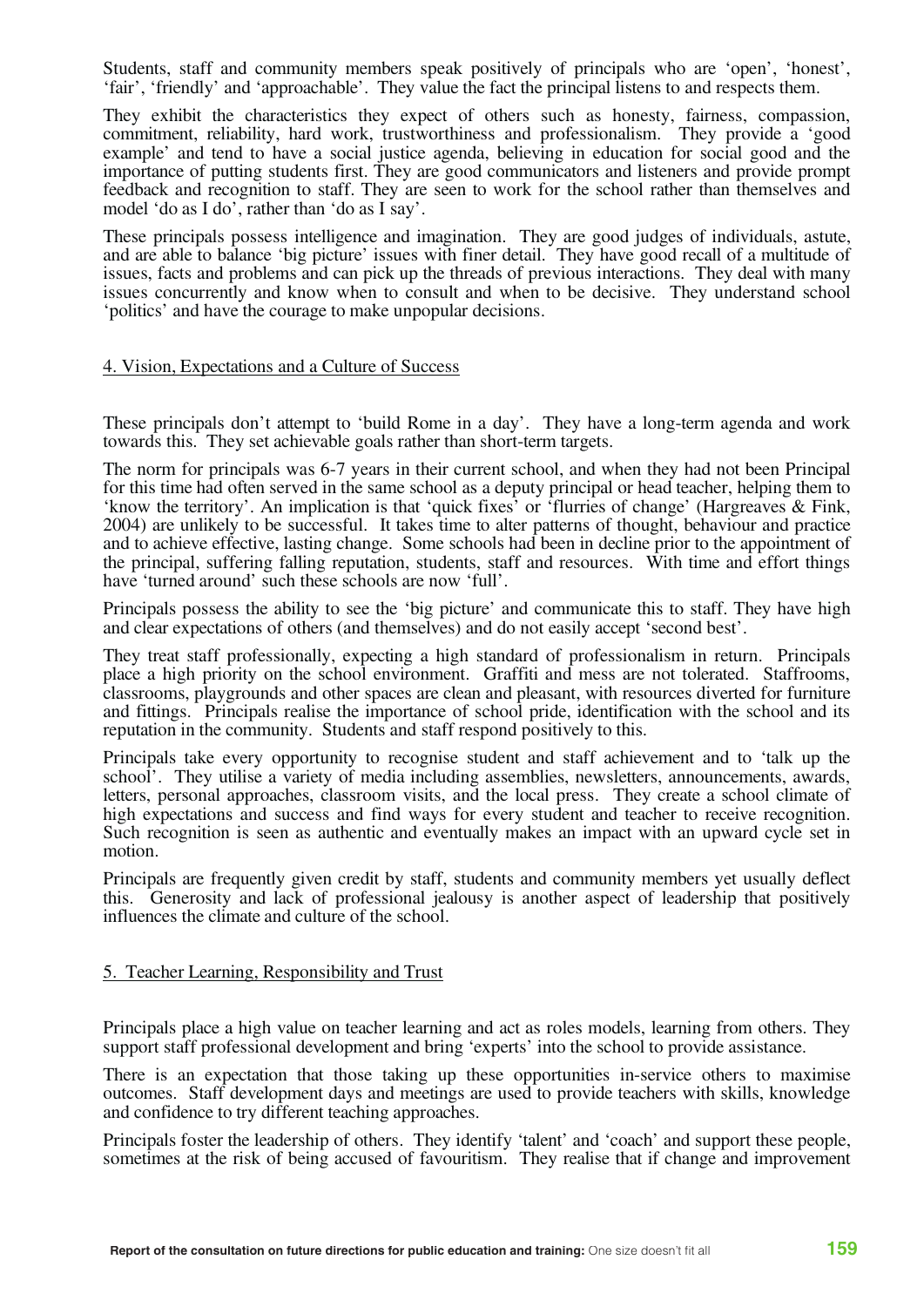Students, staff and community members speak positively of principals who are 'open', 'honest', 'fair', 'friendly' and 'approachable'. They value the fact the principal listens to and respects them.

They exhibit the characteristics they expect of others such as honesty, fairness, compassion, commitment, reliability, hard work, trustworthiness and professionalism. They provide a 'good example' and tend to have a social justice agenda, believing in education for social good and the importance of putting students first. They are good communicators and listeners and provide prompt feedback and recognition to staff. They are seen to work for the school rather than themselves and model 'do as I do', rather than 'do as I say'.

These principals possess intelligence and imagination. They are good judges of individuals, astute, and are able to balance 'big picture' issues with finer detail. They have good recall of a multitude of issues, facts and problems and can pick up the threads of previous interactions. They deal with many issues concurrently and know when to consult and when to be decisive. They understand school 'politics' and have the courage to make unpopular decisions.

## 4. Vision, Expectations and a Culture of Success

These principals don't attempt to 'build Rome in a day'. They have a long-term agenda and work towards this. They set achievable goals rather than short-term targets.

The norm for principals was 6-7 years in their current school, and when they had not been Principal for this time had often served in the same school as a deputy principal or head teacher, helping them to 'know the territory'. An implication is that 'quick fixes' or 'flurries of change' (Hargreaves & Fink, 2004) are unlikely to be successful. It takes time to alter patterns of thought, behaviour and practice and to achieve effective, lasting change. Some schools had been in decline prior to the appointment of the principal, suffering falling reputation, students, staff and resources. With time and effort things have 'turned around' such these schools are now 'full'.

Principals possess the ability to see the 'big picture' and communicate this to staff. They have high and clear expectations of others (and themselves) and do not easily accept 'second best'.

They treat staff professionally, expecting a high standard of professionalism in return. Principals place a high priority on the school environment. Graffiti and mess are not tolerated. Staffrooms, classrooms, playgrounds and other spaces are clean and pleasant, with resources diverted for furniture and fittings. Principals realise the importance of school pride, identification with the school and its reputation in the community. Students and staff respond positively to this.

Principals take every opportunity to recognise student and staff achievement and to 'talk up the school'. They utilise a variety of media including assemblies, newsletters, announcements, awards, letters, personal approaches, classroom visits, and the local press. They create a school climate of high expectations and success and find ways for every student and teacher to receive recognition. Such recognition is seen as authentic and eventually makes an impact with an upward cycle set in motion.

Principals are frequently given credit by staff, students and community members yet usually deflect this. Generosity and lack of professional jealousy is another aspect of leadership that positively influences the climate and culture of the school.

## 5. Teacher Learning, Responsibility and Trust

Principals place a high value on teacher learning and act as roles models, learning from others. They support staff professional development and bring 'experts' into the school to provide assistance.

There is an expectation that those taking up these opportunities in-service others to maximise outcomes. Staff development days and meetings are used to provide teachers with skills, knowledge and confidence to try different teaching approaches.

Principals foster the leadership of others. They identify 'talent' and 'coach' and support these people, sometimes at the risk of being accused of favouritism. They realise that if change and improvement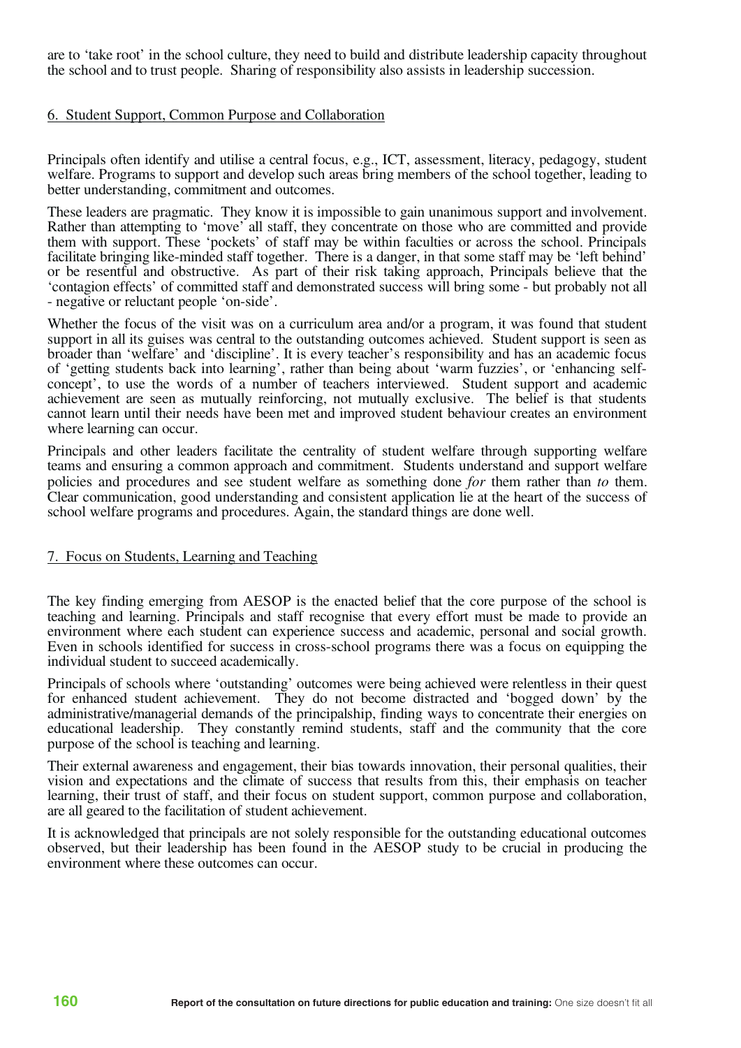are to 'take root' in the school culture, they need to build and distribute leadership capacity throughout the school and to trust people. Sharing of responsibility also assists in leadership succession.

## 6. Student Support, Common Purpose and Collaboration

Principals often identify and utilise a central focus, e.g., ICT, assessment, literacy, pedagogy, student welfare. Programs to support and develop such areas bring members of the school together, leading to better understanding, commitment and outcomes.

These leaders are pragmatic. They know it is impossible to gain unanimous support and involvement. Rather than attempting to 'move' all staff, they concentrate on those who are committed and provide them with support. These 'pockets' of staff may be within faculties or across the school. Principals facilitate bringing like-minded staff together. There is a danger, in that some staff may be 'left behind' or be resentful and obstructive. As part of their risk taking approach, Principals believe that the 'contagion effects' of committed staff and demonstrated success will bring some - but probably not all - negative or reluctant people 'on-side'.

Whether the focus of the visit was on a curriculum area and/or a program, it was found that student support in all its guises was central to the outstanding outcomes achieved. Student support is seen as broader than 'welfare' and 'discipline'. It is every teacher's responsibility and has an academic focus of 'getting students back into learning', rather than being about 'warm fuzzies', or 'enhancing self-concept', to use the words of a number of teachers interviewed. Student support and academic achievement are seen as mutually reinforcing, not mutually exclusive. The belief is that students cannot learn until their needs have been met and improved student behaviour creates an environment where learning can occur.

Principals and other leaders facilitate the centrality of student welfare through supporting welfare teams and ensuring a common approach and commitment. Students understand and support welfare policies and procedures and see student welfare as something done *for* them rather than *to* them. Clear communication, good understanding and consistent application lie at the heart of the success of school welfare programs and procedures. Again, the standard things are done well.

## 7. Focus on Students, Learning and Teaching

The key finding emerging from AESOP is the enacted belief that the core purpose of the school is teaching and learning. Principals and staff recognise that every effort must be made to provide an environment where each student can experience success and academic, personal and social growth. Even in schools identified for success in cross-school programs there was a focus on equipping the individual student to succeed academically.

Principals of schools where 'outstanding' outcomes were being achieved were relentless in their quest for enhanced student achievement. They do not become distracted and 'bogged down' by the administrative/managerial demands of the principalship, finding ways to concentrate their energies on educational leadership. They constantly remind students, staff and the community that the core purpose of the school is teaching and learning.

Their external awareness and engagement, their bias towards innovation, their personal qualities, their vision and expectations and the climate of success that results from this, their emphasis on teacher learning, their trust of staff, and their focus on student support, common purpose and collaboration, are all geared to the facilitation of student achievement.

It is acknowledged that principals are not solely responsible for the outstanding educational outcomes observed, but their leadership has been found in the AESOP study to be crucial in producing the environment where these outcomes can occur.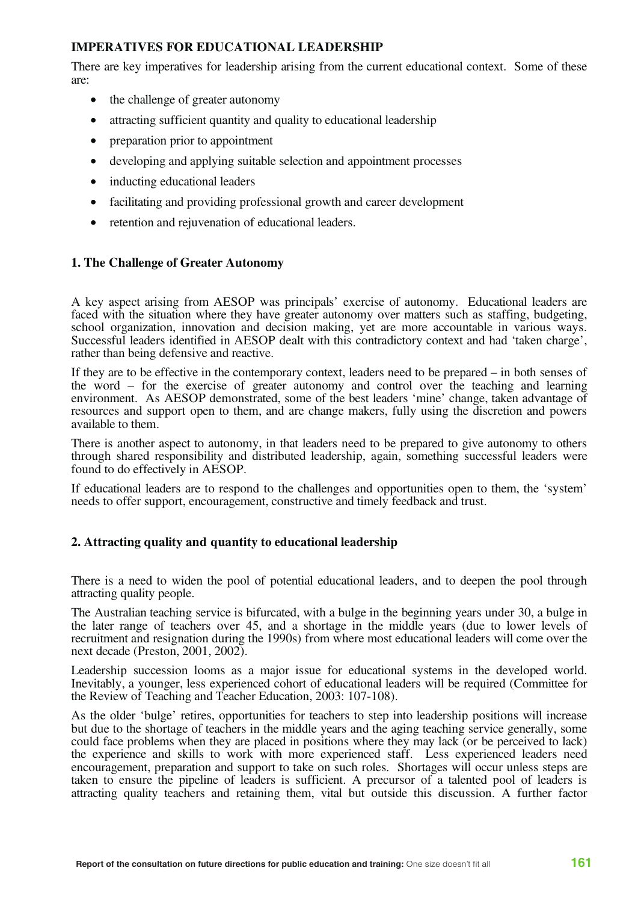## IMPERATIVES FOR EDUCATIONAL LEADERSHIP

There are key imperatives for leadership arising from the current educational context. Some of these are:

- the challenge of greater autonomy
- attracting sufficient quantity and quality to educational leadership
- preparation prior to appointment
- developing and applying suitable selection and appointment processes
- inducting educational leaders
- facilitating and providing professional growth and career development
- retention and rejuvenation of educational leaders.

### 1. The Challenge of Greater Autonomy

A key aspect arising from AESOP was principals' exercise of autonomy. Educational leaders are faced with the situation where they have greater autonomy over matters such as staffing, budgeting, school organization, innovation and decision making, yet are more accountable in various ways. Successful leaders identified in AESOP dealt with this contradictory context and had 'taken charge', rather than being defensive and reactive.

If they are to be effective in the contemporary context, leaders need to be prepared – in both senses of the word – for the exercise of greater autonomy and control over the teaching and learning environment. As AESOP demonstrated, some of the best leaders 'mine' change, taken advantage of resources and support open to them, and are change makers, fully using the discretion and powers available to them.

There is another aspect to autonomy, in that leaders need to be prepared to give autonomy to others through shared responsibility and distributed leadership, again, something successful leaders were found to do effectively in AESOP.

If educational leaders are to respond to the challenges and opportunities open to them, the 'system' needs to offer support, encouragement, constructive and timely feedback and trust.

### 2. Attracting quality and quantity to educational leadership

There is a need to widen the pool of potential educational leaders, and to deepen the pool through attracting quality people.

The Australian teaching service is bifurcated, with a bulge in the beginning years under 30, a bulge in the later range of teachers over 45, and a shortage in the middle years (due to lower levels of recruitment and resignation during the 1990s) from where most educational leaders will come over the next decade (Preston, 2001, 2002).

Leadership succession looms as a major issue for educational systems in the developed world. Inevitably, a younger, less experienced cohort of educational leaders will be required (Committee for the Review of Teaching and Teacher Education, 2003: 107-108).

As the older 'bulge' retires, opportunities for teachers to step into leadership positions will increase but due to the shortage of teachers in the middle years and the aging teaching service generally, some could face problems when they are placed in positions where they may lack (or be perceived to lack) the experience and skills to work with more experienced staff. Less experienced leaders need encouragement, preparation and support to take on such roles. Shortages will occur unless steps are taken to ensure the pipeline of leaders is sufficient. A precursor of a talented pool of leaders is attracting quality teachers and retaining them, vital but outside this discussion. A further factor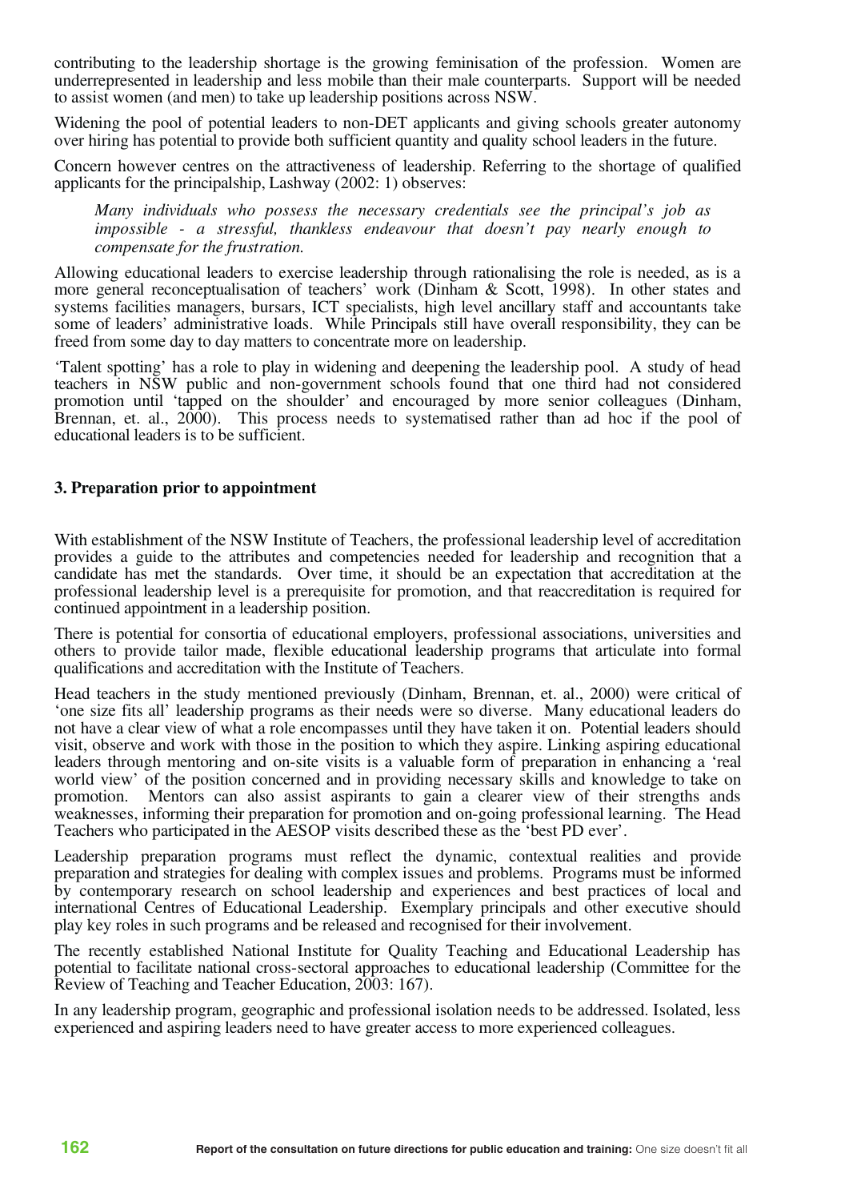contributing to the leadership shortage is the growing feminisation of the profession. Women are underrepresented in leadership and less mobile than their male counterparts. Support will be needed to assist women (and men) to take up leadership positions across NSW.

Widening the pool of potential leaders to non-DET applicants and giving schools greater autonomy over hiring has potential to provide both sufficient quantity and quality school leaders in the future.

Concern however centres on the attractiveness of leadership. Referring to the shortage of qualified applicants for the principalship, Lashway (2002: 1) observes:

> *Many individuals who possess the necessary credentials see the principal's job as impossible - a stressful, thankless endeavour that doesn't pay nearly enough to compensate for the frustration.*

Allowing educational leaders to exercise leadership through rationalising the role is needed, as is a more general reconceptualisation of teachers' work (Dinham & Scott, 1998). In other states and systems facilities managers, bursars, ICT specialists, high level ancillary staff and accountants take some of leaders' administrative loads. While Principals still have overall responsibility, they can be freed from some day to day matters to concentrate more on leadership.

'Talent spotting' has a role to play in widening and deepening the leadership pool. A study of head teachers in NSW public and non-government schools found that one third had not considered promotion until 'tapped on the shoulder' and encouraged by more senior colleagues (Dinham, Brennan, et. al., 2000). This process needs to systematised rather than ad hoc if the pool of educational leaders is to be sufficient.

### 3. Preparation prior to appointment

With establishment of the NSW Institute of Teachers, the professional leadership level of accreditation provides a guide to the attributes and competencies needed for leadership and recognition that a candidate has met the standards. Over time, it should be an expectation that accreditation at the professional leadership level is a prerequisite for promotion, and that reaccreditation is required for continued appointment in a leadership position.

There is potential for consortia of educational employers, professional associations, universities and others to provide tailor made, flexible educational leadership programs that articulate into formal qualifications and accreditation with the Institute of Teachers.

Head teachers in the study mentioned previously (Dinham, Brennan, et. al., 2000) were critical of 'one size fits all' leadership programs as their needs were so diverse. Many educational leaders do not have a clear view of what a role encompasses until they have taken it on. Potential leaders should visit, observe and work with those in the position to which they aspire. Linking aspiring educational leaders through mentoring and on-site visits is a valuable form of preparation in enhancing a 'real world view' of the position concerned and in providing necessary skills and knowledge to take on promotion. Mentors can also assist aspirants to gain a clearer view of their strengths ands weaknesses, informing their preparation for promotion and on-going professional learning. The Head Teachers who participated in the AESOP visits described these as the 'best PD ever'.

Leadership preparation programs must reflect the dynamic, contextual realities and provide preparation and strategies for dealing with complex issues and problems. Programs must be informed by contemporary research on school leadership and experiences and best practices of local and international Centres of Educational Leadership. Exemplary principals and other executive should play key roles in such programs and be released and recognised for their involvement.

The recently established National Institute for Quality Teaching and Educational Leadership has potential to facilitate national cross-sectoral approaches to educational leadership (Committee for the Review of Teaching and Teacher Education, 2003: 167).

In any leadership program, geographic and professional isolation needs to be addressed. Isolated, less experienced and aspiring leaders need to have greater access to more experienced colleagues.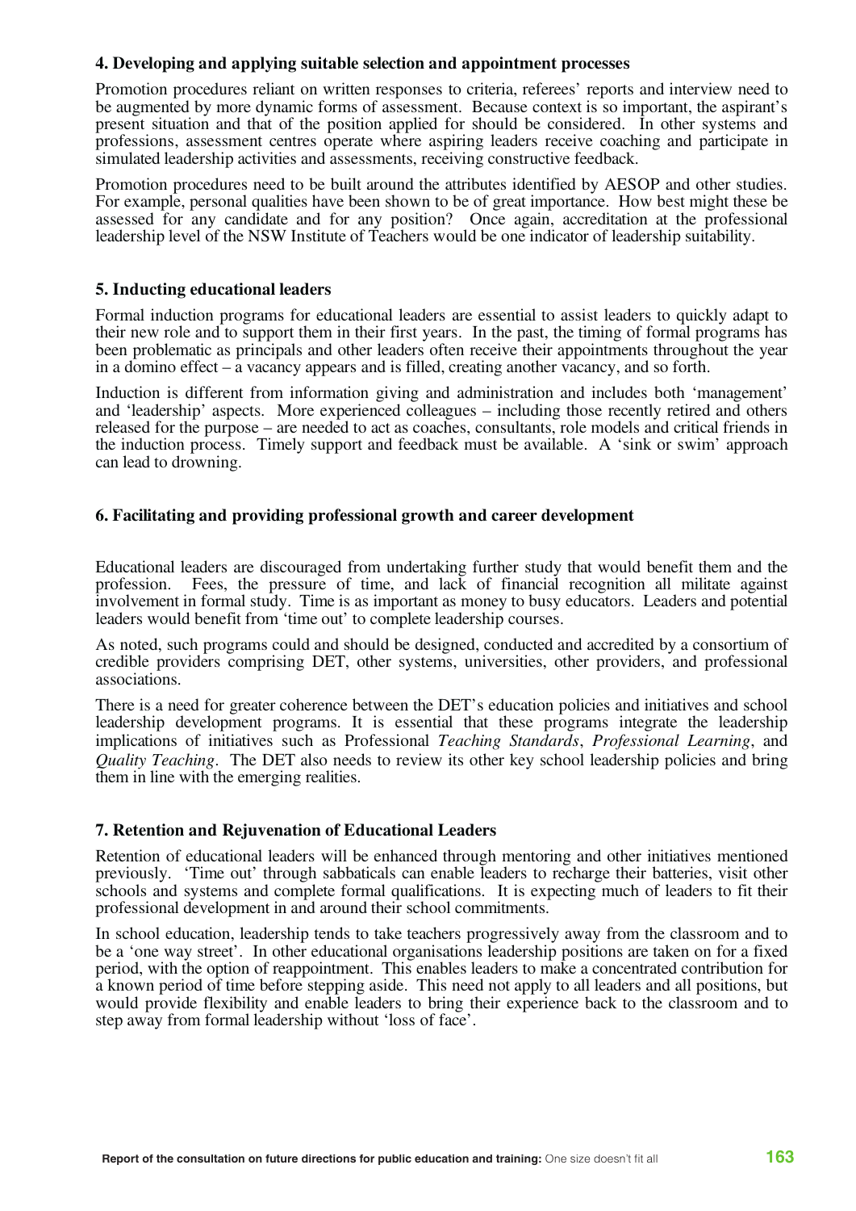### 4. Developing and applying suitable selection and appointment processes

Promotion procedures reliant on written responses to criteria, referees' reports and interview need to be augmented by more dynamic forms of assessment. Because context is so important, the aspirant's present situation and that of the position applied for should be considered. In other systems and professions, assessment centres operate where aspiring leaders receive coaching and participate in simulated leadership activities and assessments, receiving constructive feedback.

Promotion procedures need to be built around the attributes identified by AESOP and other studies. For example, personal qualities have been shown to be of great importance. How best might these be assessed for any candidate and for any position? Once again, accreditation at the professional leadership level of the NSW Institute of Teachers would be one indicator of leadership suitability.

### 5. Inducting educational leaders

Formal induction programs for educational leaders are essential to assist leaders to quickly adapt to their new role and to support them in their first years. In the past, the timing of formal programs has been problematic as principals and other leaders often receive their appointments throughout the year in a domino effect – a vacancy appears and is filled, creating another vacancy, and so forth.

Induction is different from information giving and administration and includes both 'management' and 'leadership' aspects. More experienced colleagues – including those recently retired and others released for the purpose – are needed to act as coaches, consultants, role models and critical friends in the induction process. Timely support and feedback must be available. A 'sink or swim' approach can lead to drowning.

### 6. Facilitating and providing professional growth and career development

Educational leaders are discouraged from undertaking further study that would benefit them and the profession. Fees, the pressure of time, and lack of financial recognition all militate against involvement in formal study. Time is as important as money to busy educators. Leaders and potential leaders would benefit from 'time out' to complete leadership courses.

As noted, such programs could and should be designed, conducted and accredited by a consortium of credible providers comprising DET, other systems, universities, other providers, and professional associations.

There is a need for greater coherence between the DET's education policies and initiatives and school leadership development programs. It is essential that these programs integrate the leadership implications of initiatives such as Professional *Teaching Standards*, *Professional Learning*, and *Quality Teaching*. The DET also needs to review its other key school leadership policies and bring them in line with the emerging realities.

### 7. Retention and Rejuvenation of Educational Leaders

Retention of educational leaders will be enhanced through mentoring and other initiatives mentioned previously. 'Time out' through sabbaticals can enable leaders to recharge their batteries, visit other schools and systems and complete formal qualifications. It is expecting much of leaders to fit their professional development in and around their school commitments.

In school education, leadership tends to take teachers progressively away from the classroom and to be a 'one way street'. In other educational organisations leadership positions are taken on for a fixed period, with the option of reappointment. This enables leaders to make a concentrated contribution for a known period of time before stepping aside. This need not apply to all leaders and all positions, but would provide flexibility and enable leaders to bring their experience back to the classroom and to step away from formal leadership without 'loss of face'.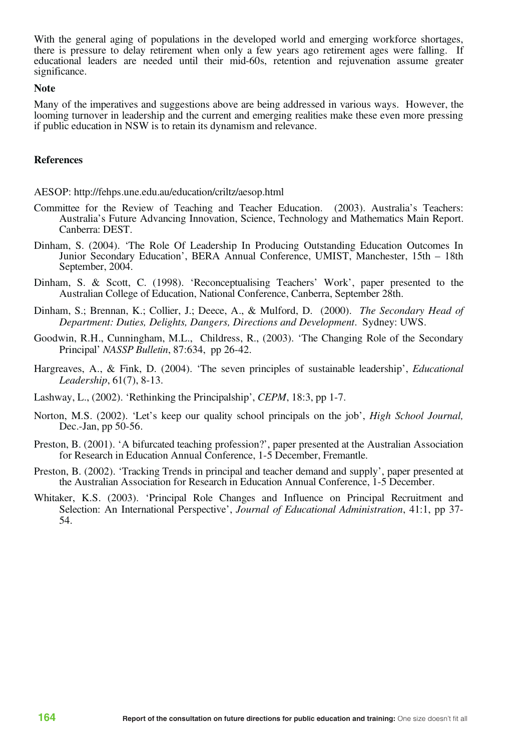With the general aging of populations in the developed world and emerging workforce shortages, there is pressure to delay retirement when only a few years ago retirement ages were falling. If educational leaders are needed until their mid-60s, retention and rejuvenation assume greater significance.

**Note**

Many of the imperatives and suggestions above are being addressed in various ways. However, the looming turnover in leadership and the current and emerging realities make these even more pressing if public education in NSW is to retain its dynamism and relevance.

**References**

AESOP: http://fehps.une.edu.au/education/criltz/aesop.html

Committee for the Review of Teaching and Teacher Education. (2003). Australia's Teachers: Australia's Future Advancing Innovation, Science, Technology and Mathematics Main Report. Canberra: DEST.

Dinham, S. (2004). 'The Role Of Leadership In Producing Outstanding Education Outcomes In Junior Secondary Education', BERA Annual Conference, UMIST, Manchester, 15th – 18th September, 2004.

Dinham, S. & Scott, C. (1998). 'Reconceptualising Teachers' Work', paper presented to the Australian College of Education, National Conference, Canberra, September 28th.

Dinham, S.; Brennan, K.; Collier, J.; Deece, A., & Mulford, D. (2000). *The Secondary Head of Department: Duties, Delights, Dangers, Directions and Development*. Sydney: UWS.

Goodwin, R.H., Cunningham, M.L., Childress, R., (2003). 'The Changing Role of the Secondary Principal' *NASSP Bulletin*, 87:634, pp 26-42.

Hargreaves, A., & Fink, D. (2004). 'The seven principles of sustainable leadership', *Educational Leadership*, 61(7), 8-13.

Lashway, L., (2002). 'Rethinking the Principalship', *CEPM*, 18:3, pp 1-7.

Norton, M.S. (2002). 'Let's keep our quality school principals on the job', *High School Journal,* Dec.-Jan, pp 50-56.

Preston, B. (2001). 'A bifurcated teaching profession?', paper presented at the Australian Association for Research in Education Annual Conference, 1-5 December, Fremantle.

Preston, B. (2002). 'Tracking Trends in principal and teacher demand and supply', paper presented at the Australian Association for Research in Education Annual Conference, 1-5 December.

Whitaker, K.S. (2003). 'Principal Role Changes and Influence on Principal Recruitment and Selection: An International Perspective', *Journal of Educational Administration*, 41:1, pp 37-54.